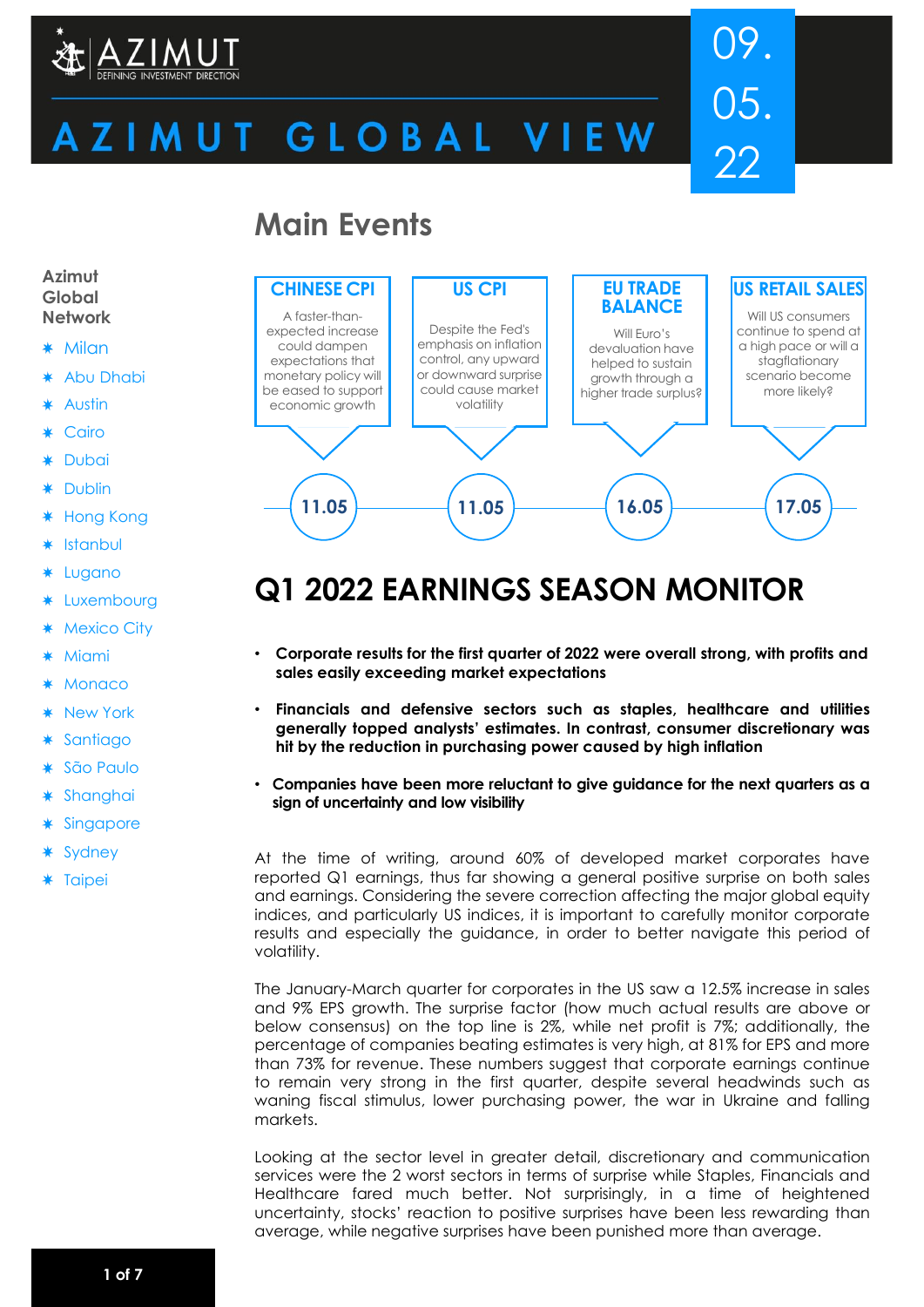# AZIMUT GLOBAL VIEW

09.05.22

**Azimut Global Network**

- Milan
- Abu Dhabi
- Austin
- Cairo
- Dubai
- Dublin
- Hong Kong
- Istanbul
- Lugano
- Luxembourg
- Mexico City
- Miami
- Monaco
- New York
- Santiago
- São Paulo
- Shanghai
- Singapore
- Sydney
- Taipei

## Main Events

**CHINESE CPI** — 11.05
A faster-than-expected increase could dampen expectations that monetary policy will be eased to support economic growth

**US CPI** — 11.05
Despite the Fed's emphasis on inflation control, any upward or downward surprise could cause market volatility

**EU TRADE BALANCE** — 16.05
Will Euro's devaluation have helped to sustain growth through a higher trade surplus?

**US RETAIL SALES** — 17.05
Will US consumers continue to spend at a high pace or will a stagflationary scenario become more likely?

# Q1 2022 EARNINGS SEASON MONITOR

- **Corporate results for the first quarter of 2022 were overall strong, with profits and sales easily exceeding market expectations**
- **Financials and defensive sectors such as staples, healthcare and utilities generally topped analysts' estimates. In contrast, consumer discretionary was hit by the reduction in purchasing power caused by high inflation**
- **Companies have been more reluctant to give guidance for the next quarters as a sign of uncertainty and low visibility**

At the time of writing, around 60% of developed market corporates have reported Q1 earnings, thus far showing a general positive surprise on both sales and earnings. Considering the severe correction affecting the major global equity indices, and particularly US indices, it is important to carefully monitor corporate results and especially the guidance, in order to better navigate this period of volatility.

The January-March quarter for corporates in the US saw a 12.5% increase in sales and 9% EPS growth. The surprise factor (how much actual results are above or below consensus) on the top line is 2%, while net profit is 7%; additionally, the percentage of companies beating estimates is very high, at 81% for EPS and more than 73% for revenue. These numbers suggest that corporate earnings continue to remain very strong in the first quarter, despite several headwinds such as waning fiscal stimulus, lower purchasing power, the war in Ukraine and falling markets.

Looking at the sector level in greater detail, discretionary and communication services were the 2 worst sectors in terms of surprise while Staples, Financials and Healthcare fared much better. Not surprisingly, in a time of heightened uncertainty, stocks' reaction to positive surprises have been less rewarding than average, while negative surprises have been punished more than average.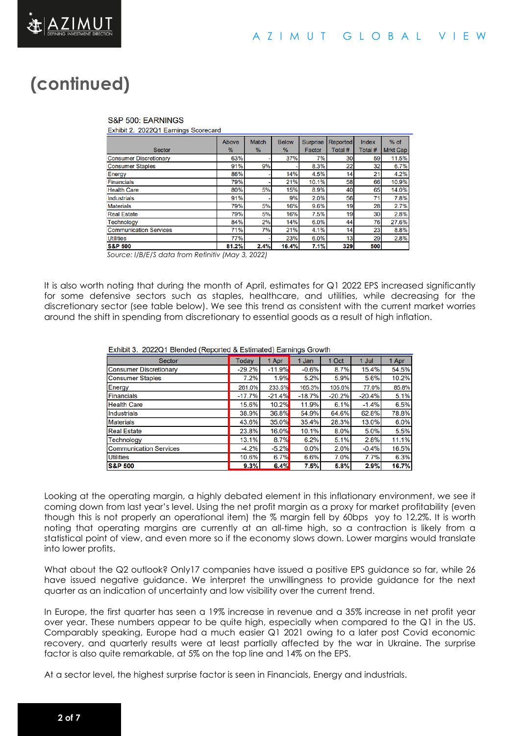# (continued)

**S&P 500: EARNINGS**

Exhibit 2. 2022Q1 Earnings Scorecard

| Sector | Above % | Match % | Below % | Surprise Factor | Reported Total # | Index Total # | % of Mrkt Cap |
|---|---|---|---|---|---|---|---|
| Consumer Discretionary | 63% | | 37% | 7% | 30 | 59 | 11.5% |
| Consumer Staples | 91% | 9% | - | 8.3% | 22 | 32 | 6.7% |
| Energy | 86% | - | 14% | 4.5% | 14 | 21 | 4.2% |
| Financials | 79% | - | 21% | 10.1% | 58 | 66 | 10.9% |
| Health Care | 80% | 5% | 15% | 8.9% | 40 | 65 | 14.0% |
| Industrials | 91% | | 9% | 2.0% | 56 | 71 | 7.8% |
| Materials | 79% | 5% | 16% | 9.6% | 19 | 28 | 2.7% |
| Real Estate | 79% | 5% | 16% | 7.5% | 19 | 30 | 2.8% |
| Technology | 84% | 2% | 14% | 6.0% | 44 | 76 | 27.6% |
| Communication Services | 71% | 7% | 21% | 4.1% | 14 | 23 | 8.8% |
| Utilities | 77% | - | 23% | 6.0% | 13 | 29 | 2.8% |
| **S&P 500** | **81.2%** | **2.4%** | **16.4%** | **7.1%** | **329** | **500** | |

*Source: I/B/E/S data from Refinitiv (May 3, 2022)*

It is also worth noting that during the month of April, estimates for Q1 2022 EPS increased significantly for some defensive sectors such as staples, healthcare, and utilities, while decreasing for the discretionary sector (see table below). We see this trend as consistent with the current market worries around the shift in spending from discretionary to essential goods as a result of high inflation.

Exhibit 3. 2022Q1 Blended (Reported & Estimated) Earnings Growth

| Sector | Today | 1 Apr | 1 Jan | 1 Oct | 1 Jul | 1 Apr |
|---|---|---|---|---|---|---|
| Consumer Discretionary | -29.2% | -11.9% | -0.6% | 8.7% | 15.4% | 54.5% |
| Consumer Staples | 7.2% | 1.9% | 5.2% | 5.9% | 5.6% | 10.2% |
| Energy | 261.0% | 233.5% | 165.3% | 105.6% | 77.0% | 85.8% |
| Financials | -17.7% | -21.4% | -18.7% | -20.2% | -20.4% | 5.1% |
| Health Care | 15.6% | 10.2% | 11.9% | 6.1% | -1.4% | 6.5% |
| Industrials | 38.9% | 36.8% | 54.9% | 64.6% | 62.8% | 78.8% |
| Materials | 43.6% | 35.0% | 35.4% | 28.3% | 13.0% | 6.0% |
| Real Estate | 23.8% | 16.0% | 10.1% | 8.0% | 5.0% | 5.5% |
| Technology | 13.1% | 8.7% | 6.2% | 5.1% | 2.8% | 11.1% |
| Communication Services | -4.2% | -5.2% | 0.0% | 2.0% | -0.4% | 16.5% |
| Utilities | 10.6% | 6.7% | 6.6% | 7.0% | 7.7% | 6.3% |
| **S&P 500** | **9.3%** | **6.4%** | **7.5%** | **5.8%** | **2.9%** | **16.7%** |

Looking at the operating margin, a highly debated element in this inflationary environment, we see it coming down from last year's level. Using the net profit margin as a proxy for market profitability (even though this is not properly an operational item) the % margin fell by 60bps yoy to 12,2%. It is worth noting that operating margins are currently at an all-time high, so a contraction is likely from a statistical point of view, and even more so if the economy slows down. Lower margins would translate into lower profits.

What about the Q2 outlook? Only17 companies have issued a positive EPS guidance so far, while 26 have issued negative guidance. We interpret the unwillingness to provide guidance for the next quarter as an indication of uncertainty and low visibility over the current trend.

In Europe, the first quarter has seen a 19% increase in revenue and a 35% increase in net profit year over year. These numbers appear to be quite high, especially when compared to the Q1 in the US. Comparably speaking, Europe had a much easier Q1 2021 owing to a later post Covid economic recovery, and quarterly results were at least partially affected by the war in Ukraine. The surprise factor is also quite remarkable, at 5% on the top line and 14% on the EPS.

At a sector level, the highest surprise factor is seen in Financials, Energy and industrials.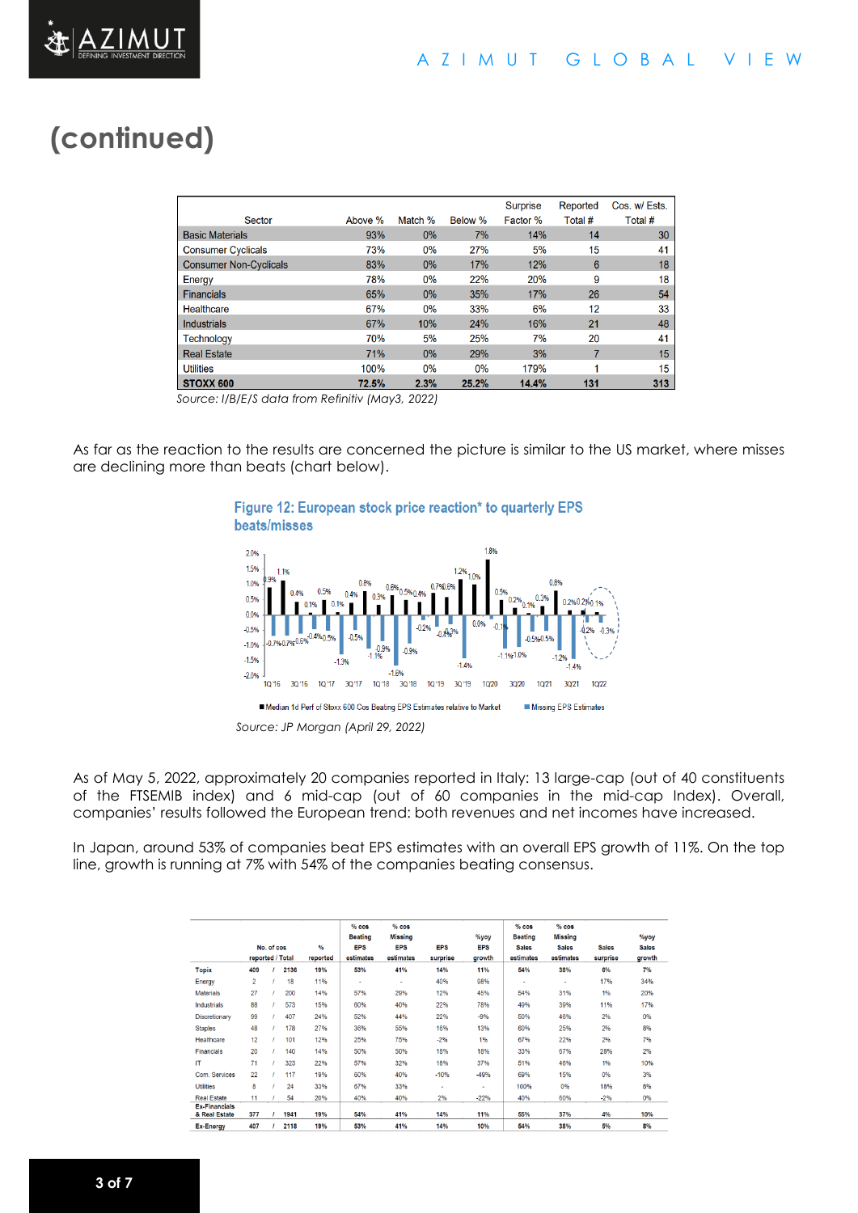# (continued)

| Sector | Above % | Match % | Below % | Surprise Factor % | Reported Total # | Cos. w/ Ests. Total # |
|---|---|---|---|---|---|---|
| Basic Materials | 93% | 0% | 7% | 14% | 14 | 30 |
| Consumer Cyclicals | 73% | 0% | 27% | 5% | 15 | 41 |
| Consumer Non-Cyclicals | 83% | 0% | 17% | 12% | 6 | 18 |
| Energy | 78% | 0% | 22% | 20% | 9 | 18 |
| Financials | 65% | 0% | 35% | 17% | 26 | 54 |
| Healthcare | 67% | 0% | 33% | 6% | 12 | 33 |
| Industrials | 67% | 10% | 24% | 16% | 21 | 48 |
| Technology | 70% | 5% | 25% | 7% | 20 | 41 |
| Real Estate | 71% | 0% | 29% | 3% | 7 | 15 |
| Utilities | 100% | 0% | 0% | 179% | 1 | 15 |
| **STOXX 600** | **72.5%** | **2.3%** | **25.2%** | **14.4%** | **131** | **313** |

*Source: I/B/E/S data from Refinitiv (May3, 2022)*

As far as the reaction to the results are concerned the picture is similar to the US market, where misses are declining more than beats (chart below).

**Figure 12: European stock price reaction* to quarterly EPS beats/misses**

*Source: JP Morgan (April 29, 2022)*

As of May 5, 2022, approximately 20 companies reported in Italy: 13 large-cap (out of 40 constituents of the FTSEMIB index) and 6 mid-cap (out of 60 companies in the mid-cap Index). Overall, companies' results followed the European trend: both revenues and net incomes have increased.

In Japan, around 53% of companies beat EPS estimates with an overall EPS growth of 11%. On the top line, growth is running at 7% with 54% of the companies beating consensus.

| | No. of cos reported / Total | % reported | % cos Beating EPS estimates | % cos Missing EPS estimates | EPS surprise | %yoy EPS growth | % cos Beating Sales estimates | % cos Missing Sales estimates | Sales surprise | %yoy Sales growth |
|---|---|---|---|---|---|---|---|---|---|---|
| **Topix** | 409 / 2136 | 19% | 53% | 41% | 14% | 11% | 54% | 38% | 6% | 7% |
| Energy | 2 / 18 | 11% | - | - | 40% | 98% | - | - | 17% | 34% |
| Materials | 27 / 200 | 14% | 57% | 29% | 12% | 45% | 54% | 31% | 1% | 20% |
| Industrials | 88 / 573 | 15% | 60% | 40% | 22% | 78% | 49% | 39% | 11% | 17% |
| Discretionary | 99 / 407 | 24% | 52% | 44% | 22% | -9% | 50% | 46% | 2% | 0% |
| Staples | 48 / 178 | 27% | 36% | 55% | 16% | 13% | 60% | 25% | 2% | 8% |
| Healthcare | 12 / 101 | 12% | 25% | 75% | -2% | 1% | 67% | 22% | 2% | 7% |
| Financials | 20 / 140 | 14% | 50% | 50% | 18% | 18% | 33% | 67% | 28% | 2% |
| IT | 71 / 323 | 22% | 57% | 32% | 18% | 37% | 51% | 46% | 1% | 10% |
| Com. Services | 22 / 117 | 19% | 60% | 40% | -10% | -49% | 69% | 15% | 0% | 3% |
| Utilities | 8 / 24 | 33% | 67% | 33% | - | - | 100% | 0% | 18% | 8% |
| Real Estate | 11 / 54 | 20% | 40% | 40% | 2% | -22% | 40% | 60% | -2% | 0% |
| **Ex-Financials & Real Estate** | 377 / 1941 | 19% | 54% | 41% | 14% | 11% | 55% | 37% | 4% | 10% |
| **Ex-Energy** | 407 / 2118 | 19% | 53% | 41% | 14% | 10% | 54% | 38% | 5% | 8% |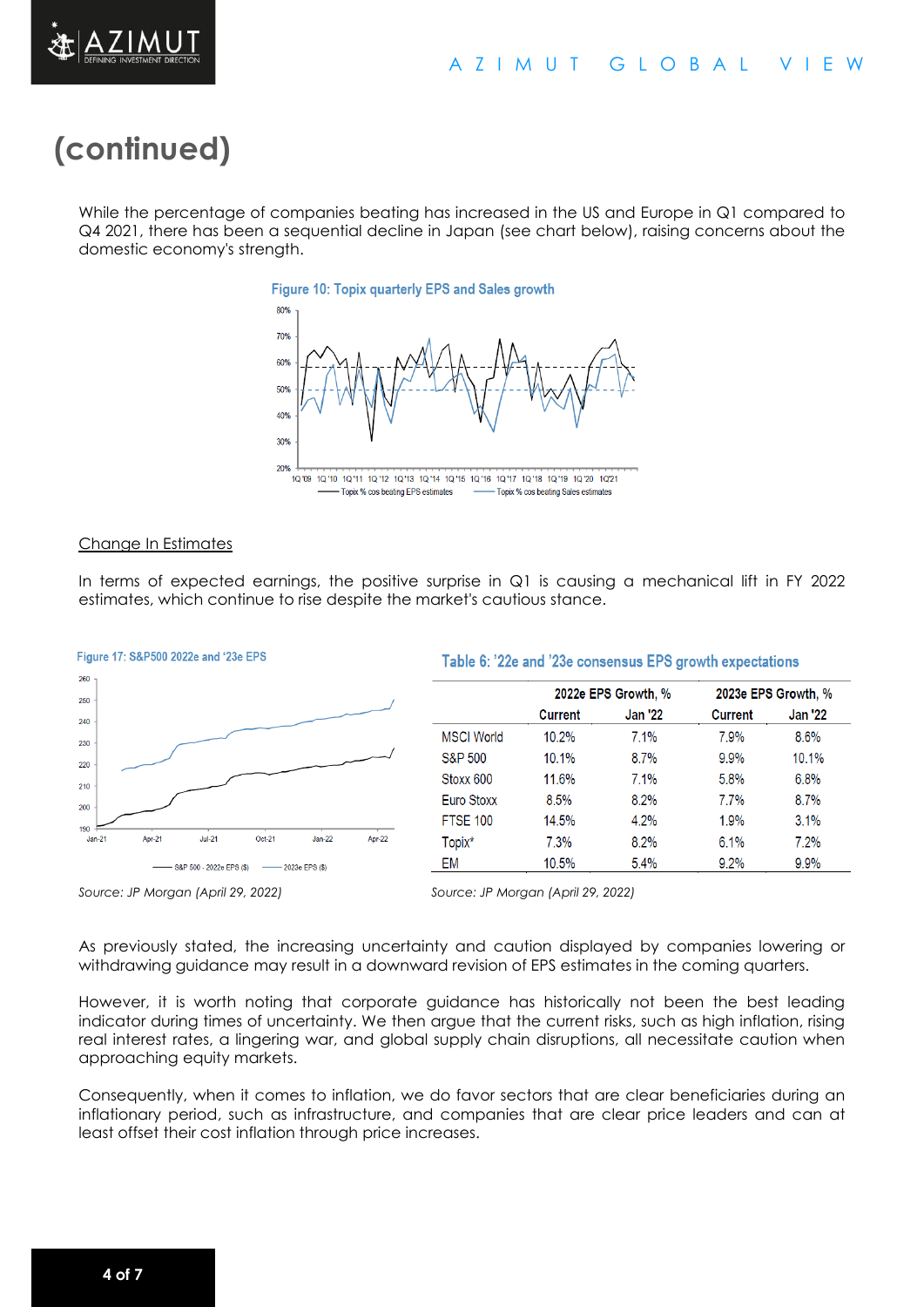# (continued)

While the percentage of companies beating has increased in the US and Europe in Q1 compared to Q4 2021, there has been a sequential decline in Japan (see chart below), raising concerns about the domestic economy's strength.

Figure 10: Topix quarterly EPS and Sales growth

Change In Estimates

In terms of expected earnings, the positive surprise in Q1 is causing a mechanical lift in FY 2022 estimates, which continue to rise despite the market's cautious stance.

Figure 17: S&P500 2022e and '23e EPS

Source: JP Morgan (April 29, 2022)

Table 6: '22e and '23e consensus EPS growth expectations

| | 2022e EPS Growth, % | | 2023e EPS Growth, % | |
|---|---|---|---|---|
| | Current | Jan '22 | Current | Jan '22 |
| MSCI World | 10.2% | 7.1% | 7.9% | 8.6% |
| S&P 500 | 10.1% | 8.7% | 9.9% | 10.1% |
| Stoxx 600 | 11.6% | 7.1% | 5.8% | 6.8% |
| Euro Stoxx | 8.5% | 8.2% | 7.7% | 8.7% |
| FTSE 100 | 14.5% | 4.2% | 1.9% | 3.1% |
| Topix* | 7.3% | 8.2% | 6.1% | 7.2% |
| EM | 10.5% | 5.4% | 9.2% | 9.9% |

Source: JP Morgan (April 29, 2022)

As previously stated, the increasing uncertainty and caution displayed by companies lowering or withdrawing guidance may result in a downward revision of EPS estimates in the coming quarters.

However, it is worth noting that corporate guidance has historically not been the best leading indicator during times of uncertainty. We then argue that the current risks, such as high inflation, rising real interest rates, a lingering war, and global supply chain disruptions, all necessitate caution when approaching equity markets.

Consequently, when it comes to inflation, we do favor sectors that are clear beneficiaries during an inflationary period, such as infrastructure, and companies that are clear price leaders and can at least offset their cost inflation through price increases.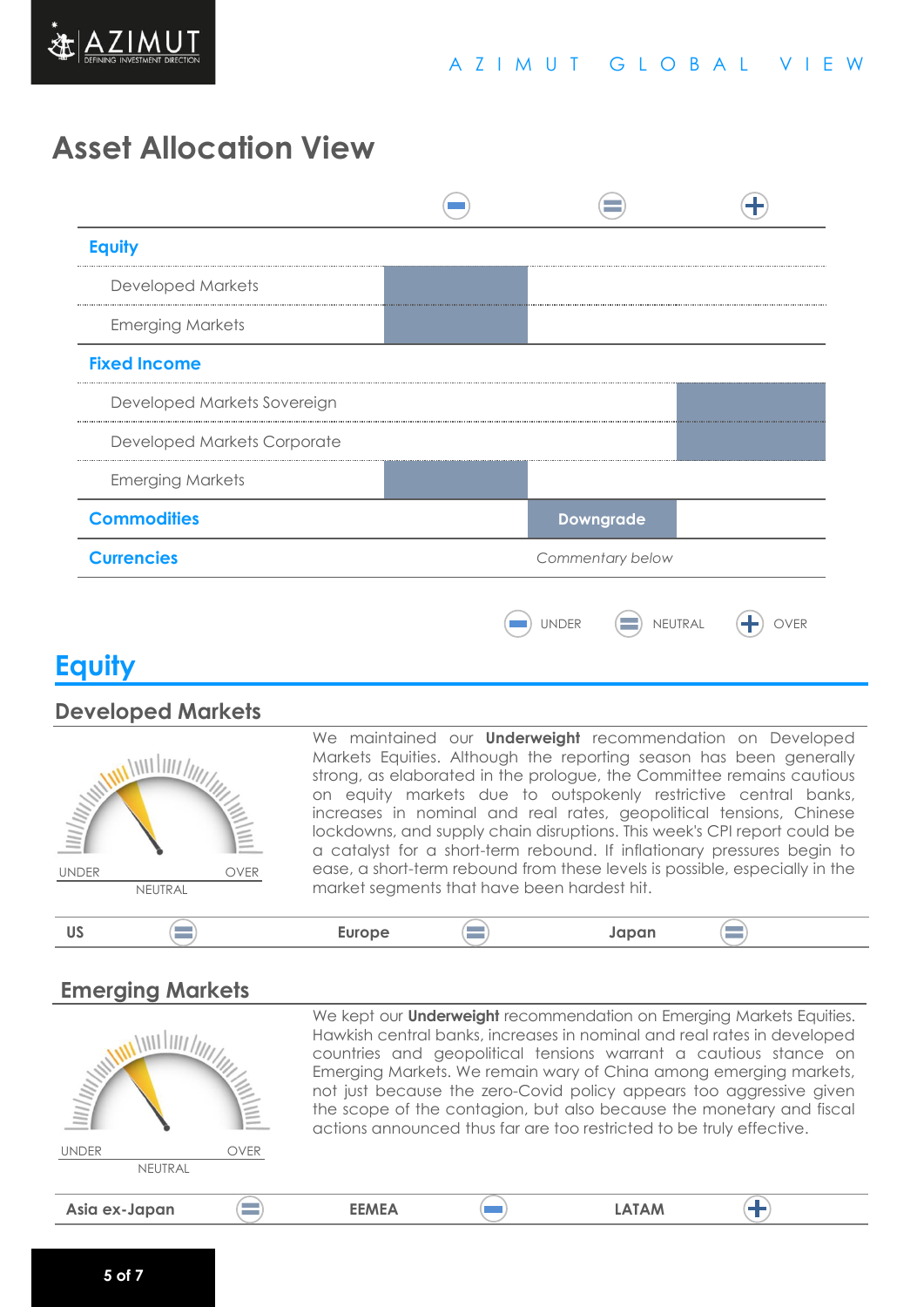# Asset Allocation View

| | UNDER | NEUTRAL | OVER |
|---|---|---|---|
| **Equity** | | | |
| Developed Markets | ■ | | |
| Emerging Markets | ■ | | |
| **Fixed Income** | | | |
| Developed Markets Sovereign | | | ■ |
| Developed Markets Corporate | | | ■ |
| Emerging Markets | ■ | | |
| **Commodities** | | Downgrade | |
| **Currencies** | | *Commentary below* | |

UNDER NEUTRAL OVER

# Equity

## Developed Markets

UNDER NEUTRAL OVER

We maintained our **Underweight** recommendation on Developed Markets Equities. Although the reporting season has been generally strong, as elaborated in the prologue, the Committee remains cautious on equity markets due to outspokenly restrictive central banks, increases in nominal and real rates, geopolitical tensions, Chinese lockdowns, and supply chain disruptions. This week's CPI report could be a catalyst for a short-term rebound. If inflationary pressures begin to ease, a short-term rebound from these levels is possible, especially in the market segments that have been hardest hit.

| US | Europe | Japan |
|---|---|---|
| Neutral | Neutral | Neutral |

## Emerging Markets

UNDER NEUTRAL OVER

We kept our **Underweight** recommendation on Emerging Markets Equities. Hawkish central banks, increases in nominal and real rates in developed countries and geopolitical tensions warrant a cautious stance on Emerging Markets. We remain wary of China among emerging markets, not just because the zero-Covid policy appears too aggressive given the scope of the contagion, but also because the monetary and fiscal actions announced thus far are too restricted to be truly effective.

| Asia ex-Japan | EEMEA | LATAM |
|---|---|---|
| Neutral | Under | Over |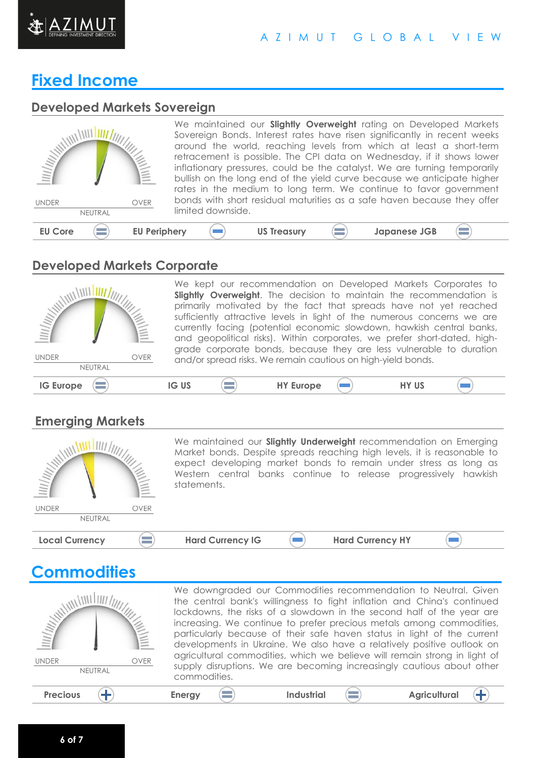# Fixed Income

## Developed Markets Sovereign

UNDER | NEUTRAL | OVER

We maintained our **Slightly Overweight** rating on Developed Markets Sovereign Bonds. Interest rates have risen significantly in recent weeks around the world, reaching levels from which at least a short-term retracement is possible. The CPI data on Wednesday, if it shows lower inflationary pressures, could be the catalyst. We are turning temporarily bullish on the long end of the yield curve because we anticipate higher rates in the medium to long term. We continue to favor government bonds with short residual maturities as a safe haven because they offer limited downside.

| EU Core | EU Periphery | US Treasury | Japanese JGB |
|---|---|---|---|
| = | − | = | = |

## Developed Markets Corporate

UNDER | NEUTRAL | OVER

We kept our recommendation on Developed Markets Corporates to **Slightly Overweight**. The decision to maintain the recommendation is primarily motivated by the fact that spreads have not yet reached sufficiently attractive levels in light of the numerous concerns we are currently facing (potential economic slowdown, hawkish central banks, and geopolitical risks). Within corporates, we prefer short-dated, high-grade corporate bonds, because they are less vulnerable to duration and/or spread risks. We remain cautious on high-yield bonds.

| IG Europe | IG US | HY Europe | HY US |
|---|---|---|---|
| = | = | − | − |

## Emerging Markets

UNDER | NEUTRAL | OVER

We maintained our **Slightly Underweight** recommendation on Emerging Market bonds. Despite spreads reaching high levels, it is reasonable to expect developing market bonds to remain under stress as long as Western central banks continue to release progressively hawkish statements.

| Local Currency | Hard Currency IG | Hard Currency HY |
|---|---|---|
| = | − | − |

# Commodities

UNDER | NEUTRAL | OVER

We downgraded our Commodities recommendation to Neutral. Given the central bank's willingness to fight inflation and China's continued lockdowns, the risks of a slowdown in the second half of the year are increasing. We continue to prefer precious metals among commodities, particularly because of their safe haven status in light of the current developments in Ukraine. We also have a relatively positive outlook on agricultural commodities, which we believe will remain strong in light of supply disruptions. We are becoming increasingly cautious about other commodities.

| Precious | Energy | Industrial | Agricultural |
|---|---|---|---|
| + | = | = | + |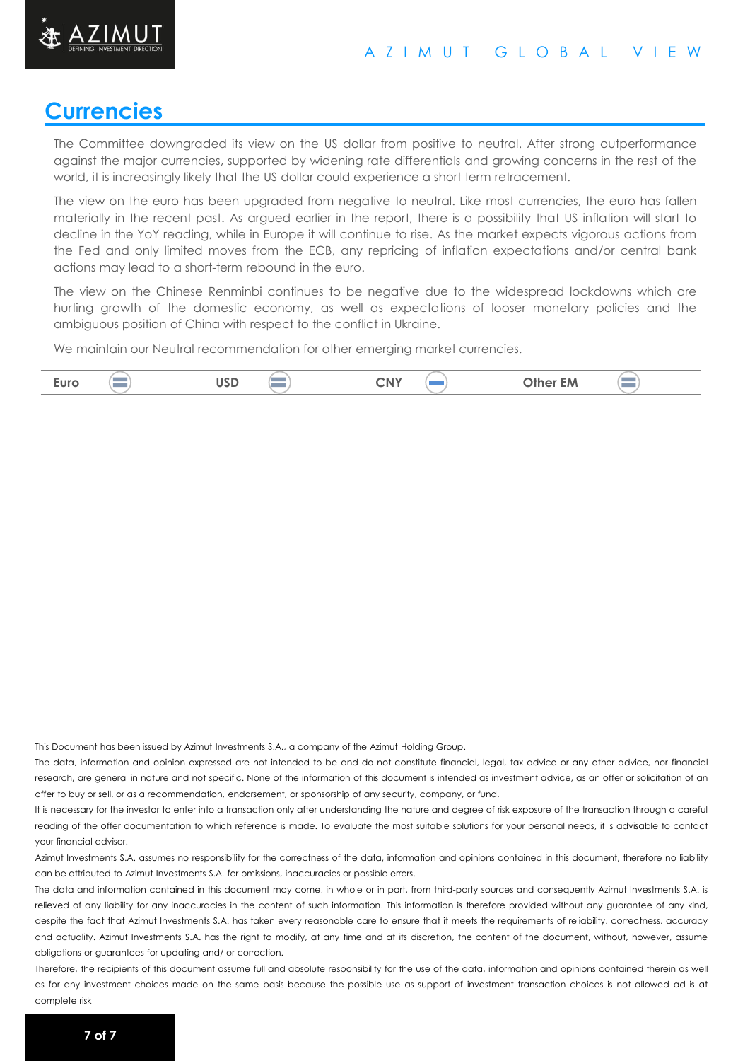## Currencies

The Committee downgraded its view on the US dollar from positive to neutral. After strong outperformance against the major currencies, supported by widening rate differentials and growing concerns in the rest of the world, it is increasingly likely that the US dollar could experience a short term retracement.

The view on the euro has been upgraded from negative to neutral. Like most currencies, the euro has fallen materially in the recent past. As argued earlier in the report, there is a possibility that US inflation will start to decline in the YoY reading, while in Europe it will continue to rise. As the market expects vigorous actions from the Fed and only limited moves from the ECB, any repricing of inflation expectations and/or central bank actions may lead to a short-term rebound in the euro.

The view on the Chinese Renminbi continues to be negative due to the widespread lockdowns which are hurting growth of the domestic economy, as well as expectations of looser monetary policies and the ambiguous position of China with respect to the conflict in Ukraine.

We maintain our Neutral recommendation for other emerging market currencies.

| | | | | | | | |
|---|---|---|---|---|---|---|---|
| Euro | = | USD | = | CNY | − | Other EM | = |

This Document has been issued by Azimut Investments S.A., a company of the Azimut Holding Group.

The data, information and opinion expressed are not intended to be and do not constitute financial, legal, tax advice or any other advice, nor financial research, are general in nature and not specific. None of the information of this document is intended as investment advice, as an offer or solicitation of an offer to buy or sell, or as a recommendation, endorsement, or sponsorship of any security, company, or fund.

It is necessary for the investor to enter into a transaction only after understanding the nature and degree of risk exposure of the transaction through a careful reading of the offer documentation to which reference is made. To evaluate the most suitable solutions for your personal needs, it is advisable to contact your financial advisor.

Azimut Investments S.A. assumes no responsibility for the correctness of the data, information and opinions contained in this document, therefore no liability can be attributed to Azimut Investments S.A. for omissions, inaccuracies or possible errors.

The data and information contained in this document may come, in whole or in part, from third-party sources and consequently Azimut Investments S.A. is relieved of any liability for any inaccuracies in the content of such information. This information is therefore provided without any guarantee of any kind, despite the fact that Azimut Investments S.A. has taken every reasonable care to ensure that it meets the requirements of reliability, correctness, accuracy and actuality. Azimut Investments S.A. has the right to modify, at any time and at its discretion, the content of the document, without, however, assume obligations or guarantees for updating and/ or correction.

Therefore, the recipients of this document assume full and absolute responsibility for the use of the data, information and opinions contained therein as well as for any investment choices made on the same basis because the possible use as support of investment transaction choices is not allowed ad is at complete risk